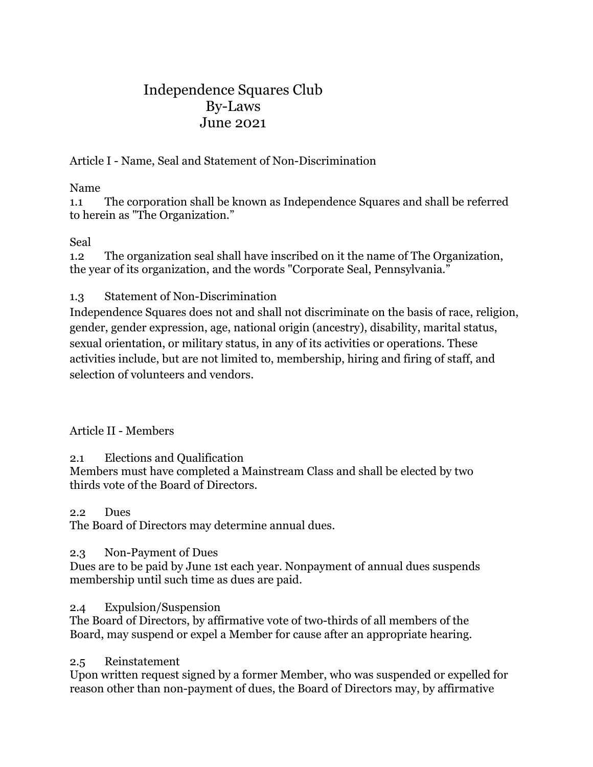# Independence Squares Club
## By-Laws
### June 2021

## Article I - Name, Seal and Statement of Non-Discrimination

### Name

1.1 The corporation shall be known as Independence Squares and shall be referred to herein as "The Organization."

### Seal

1.2 The organization seal shall have inscribed on it the name of The Organization, the year of its organization, and the words "Corporate Seal, Pennsylvania."

### 1.3 Statement of Non-Discrimination

Independence Squares does not and shall not discriminate on the basis of race, religion, gender, gender expression, age, national origin (ancestry), disability, marital status, sexual orientation, or military status, in any of its activities or operations. These activities include, but are not limited to, membership, hiring and firing of staff, and selection of volunteers and vendors.

## Article II - Members

### 2.1 Elections and Qualification

Members must have completed a Mainstream Class and shall be elected by two thirds vote of the Board of Directors.

### 2.2 Dues

The Board of Directors may determine annual dues.

### 2.3 Non-Payment of Dues

Dues are to be paid by June 1st each year. Nonpayment of annual dues suspends membership until such time as dues are paid.

### 2.4 Expulsion/Suspension

The Board of Directors, by affirmative vote of two-thirds of all members of the Board, may suspend or expel a Member for cause after an appropriate hearing.

### 2.5 Reinstatement

Upon written request signed by a former Member, who was suspended or expelled for reason other than non-payment of dues, the Board of Directors may, by affirmative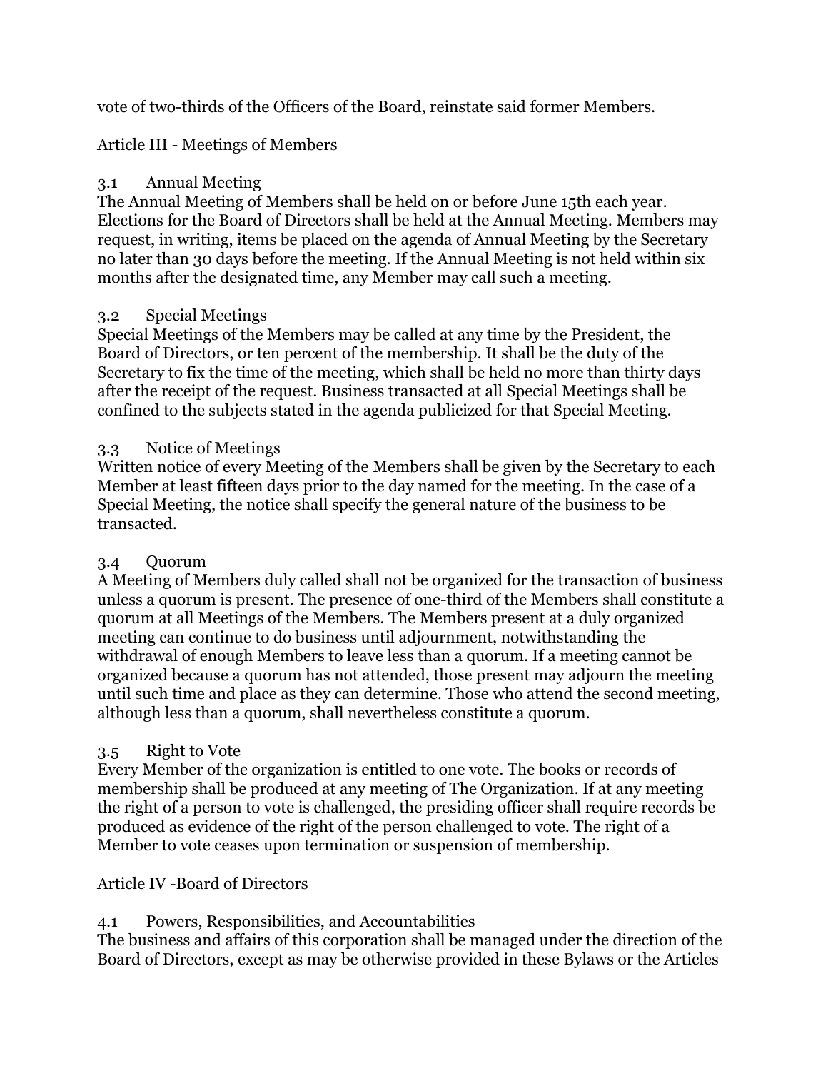vote of two-thirds of the Officers of the Board, reinstate said former Members.

## Article III - Meetings of Members

### 3.1 Annual Meeting

The Annual Meeting of Members shall be held on or before June 15th each year. Elections for the Board of Directors shall be held at the Annual Meeting. Members may request, in writing, items be placed on the agenda of Annual Meeting by the Secretary no later than 30 days before the meeting. If the Annual Meeting is not held within six months after the designated time, any Member may call such a meeting.

### 3.2 Special Meetings

Special Meetings of the Members may be called at any time by the President, the Board of Directors, or ten percent of the membership. It shall be the duty of the Secretary to fix the time of the meeting, which shall be held no more than thirty days after the receipt of the request. Business transacted at all Special Meetings shall be confined to the subjects stated in the agenda publicized for that Special Meeting.

### 3.3 Notice of Meetings

Written notice of every Meeting of the Members shall be given by the Secretary to each Member at least fifteen days prior to the day named for the meeting. In the case of a Special Meeting, the notice shall specify the general nature of the business to be transacted.

### 3.4 Quorum

A Meeting of Members duly called shall not be organized for the transaction of business unless a quorum is present. The presence of one-third of the Members shall constitute a quorum at all Meetings of the Members. The Members present at a duly organized meeting can continue to do business until adjournment, notwithstanding the withdrawal of enough Members to leave less than a quorum. If a meeting cannot be organized because a quorum has not attended, those present may adjourn the meeting until such time and place as they can determine. Those who attend the second meeting, although less than a quorum, shall nevertheless constitute a quorum.

### 3.5 Right to Vote

Every Member of the organization is entitled to one vote. The books or records of membership shall be produced at any meeting of The Organization. If at any meeting the right of a person to vote is challenged, the presiding officer shall require records be produced as evidence of the right of the person challenged to vote. The right of a Member to vote ceases upon termination or suspension of membership.

## Article IV -Board of Directors

### 4.1 Powers, Responsibilities, and Accountabilities

The business and affairs of this corporation shall be managed under the direction of the Board of Directors, except as may be otherwise provided in these Bylaws or the Articles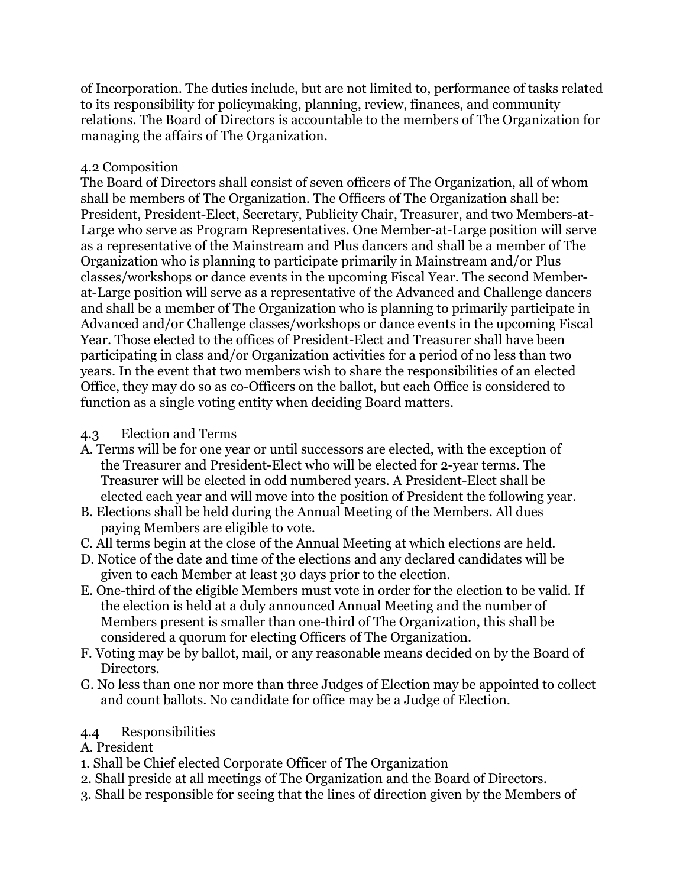of Incorporation. The duties include, but are not limited to, performance of tasks related to its responsibility for policymaking, planning, review, finances, and community relations. The Board of Directors is accountable to the members of The Organization for managing the affairs of The Organization.

### 4.2 Composition

The Board of Directors shall consist of seven officers of The Organization, all of whom shall be members of The Organization. The Officers of The Organization shall be: President, President-Elect, Secretary, Publicity Chair, Treasurer, and two Members-at-Large who serve as Program Representatives. One Member-at-Large position will serve as a representative of the Mainstream and Plus dancers and shall be a member of The Organization who is planning to participate primarily in Mainstream and/or Plus classes/workshops or dance events in the upcoming Fiscal Year. The second Member-at-Large position will serve as a representative of the Advanced and Challenge dancers and shall be a member of The Organization who is planning to primarily participate in Advanced and/or Challenge classes/workshops or dance events in the upcoming Fiscal Year. Those elected to the offices of President-Elect and Treasurer shall have been participating in class and/or Organization activities for a period of no less than two years. In the event that two members wish to share the responsibilities of an elected Office, they may do so as co-Officers on the ballot, but each Office is considered to function as a single voting entity when deciding Board matters.

### 4.3 Election and Terms

A. Terms will be for one year or until successors are elected, with the exception of the Treasurer and President-Elect who will be elected for 2-year terms. The Treasurer will be elected in odd numbered years. A President-Elect shall be elected each year and will move into the position of President the following year.

B. Elections shall be held during the Annual Meeting of the Members. All dues paying Members are eligible to vote.

C. All terms begin at the close of the Annual Meeting at which elections are held.

D. Notice of the date and time of the elections and any declared candidates will be given to each Member at least 30 days prior to the election.

E. One-third of the eligible Members must vote in order for the election to be valid. If the election is held at a duly announced Annual Meeting and the number of Members present is smaller than one-third of The Organization, this shall be considered a quorum for electing Officers of The Organization.

F. Voting may be by ballot, mail, or any reasonable means decided on by the Board of Directors.

G. No less than one nor more than three Judges of Election may be appointed to collect and count ballots. No candidate for office may be a Judge of Election.

### 4.4 Responsibilities

A. President

1. Shall be Chief elected Corporate Officer of The Organization
2. Shall preside at all meetings of The Organization and the Board of Directors.
3. Shall be responsible for seeing that the lines of direction given by the Members of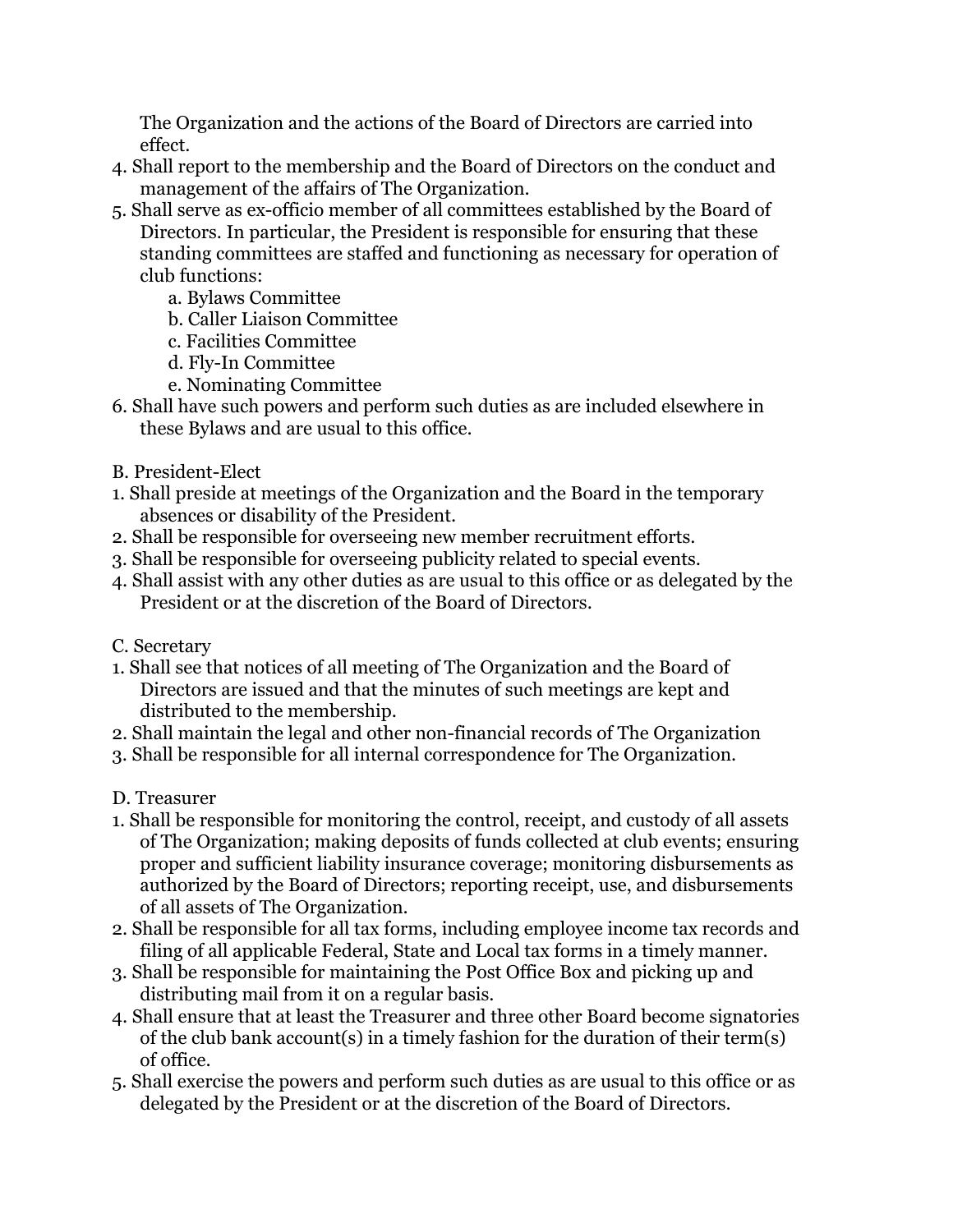The Organization and the actions of the Board of Directors are carried into effect.

4. Shall report to the membership and the Board of Directors on the conduct and management of the affairs of The Organization.
5. Shall serve as ex-officio member of all committees established by the Board of Directors. In particular, the President is responsible for ensuring that these standing committees are staffed and functioning as necessary for operation of club functions:
   a. Bylaws Committee
   b. Caller Liaison Committee
   c. Facilities Committee
   d. Fly-In Committee
   e. Nominating Committee
6. Shall have such powers and perform such duties as are included elsewhere in these Bylaws and are usual to this office.

B. President-Elect

1. Shall preside at meetings of the Organization and the Board in the temporary absences or disability of the President.
2. Shall be responsible for overseeing new member recruitment efforts.
3. Shall be responsible for overseeing publicity related to special events.
4. Shall assist with any other duties as are usual to this office or as delegated by the President or at the discretion of the Board of Directors.

C. Secretary

1. Shall see that notices of all meeting of The Organization and the Board of Directors are issued and that the minutes of such meetings are kept and distributed to the membership.
2. Shall maintain the legal and other non-financial records of The Organization
3. Shall be responsible for all internal correspondence for The Organization.

D. Treasurer

1. Shall be responsible for monitoring the control, receipt, and custody of all assets of The Organization; making deposits of funds collected at club events; ensuring proper and sufficient liability insurance coverage; monitoring disbursements as authorized by the Board of Directors; reporting receipt, use, and disbursements of all assets of The Organization.
2. Shall be responsible for all tax forms, including employee income tax records and filing of all applicable Federal, State and Local tax forms in a timely manner.
3. Shall be responsible for maintaining the Post Office Box and picking up and distributing mail from it on a regular basis.
4. Shall ensure that at least the Treasurer and three other Board become signatories of the club bank account(s) in a timely fashion for the duration of their term(s) of office.
5. Shall exercise the powers and perform such duties as are usual to this office or as delegated by the President or at the discretion of the Board of Directors.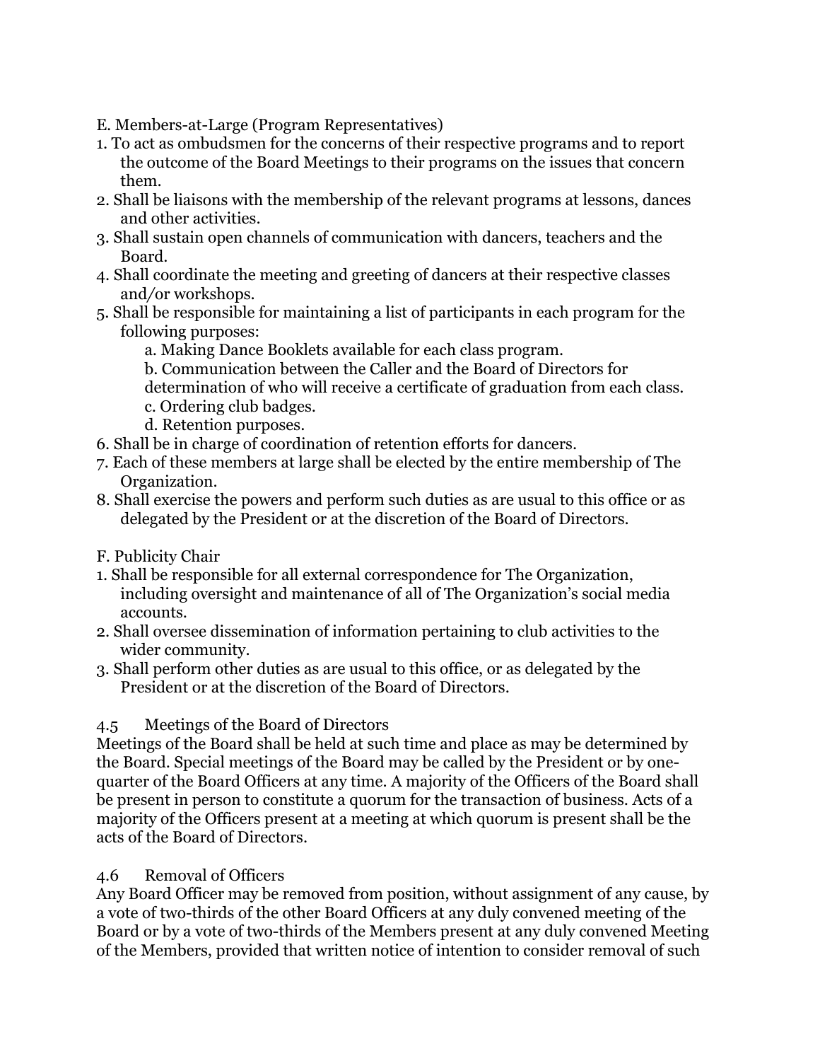E. Members-at-Large (Program Representatives)

1. To act as ombudsmen for the concerns of their respective programs and to report the outcome of the Board Meetings to their programs on the issues that concern them.
2. Shall be liaisons with the membership of the relevant programs at lessons, dances and other activities.
3. Shall sustain open channels of communication with dancers, teachers and the Board.
4. Shall coordinate the meeting and greeting of dancers at their respective classes and/or workshops.
5. Shall be responsible for maintaining a list of participants in each program for the following purposes:
    a. Making Dance Booklets available for each class program.
    b. Communication between the Caller and the Board of Directors for determination of who will receive a certificate of graduation from each class.
    c. Ordering club badges.
    d. Retention purposes.
6. Shall be in charge of coordination of retention efforts for dancers.
7. Each of these members at large shall be elected by the entire membership of The Organization.
8. Shall exercise the powers and perform such duties as are usual to this office or as delegated by the President or at the discretion of the Board of Directors.

F. Publicity Chair

1. Shall be responsible for all external correspondence for The Organization, including oversight and maintenance of all of The Organization's social media accounts.
2. Shall oversee dissemination of information pertaining to club activities to the wider community.
3. Shall perform other duties as are usual to this office, or as delegated by the President or at the discretion of the Board of Directors.

4.5 Meetings of the Board of Directors

Meetings of the Board shall be held at such time and place as may be determined by the Board. Special meetings of the Board may be called by the President or by one-quarter of the Board Officers at any time. A majority of the Officers of the Board shall be present in person to constitute a quorum for the transaction of business. Acts of a majority of the Officers present at a meeting at which quorum is present shall be the acts of the Board of Directors.

4.6 Removal of Officers

Any Board Officer may be removed from position, without assignment of any cause, by a vote of two-thirds of the other Board Officers at any duly convened meeting of the Board or by a vote of two-thirds of the Members present at any duly convened Meeting of the Members, provided that written notice of intention to consider removal of such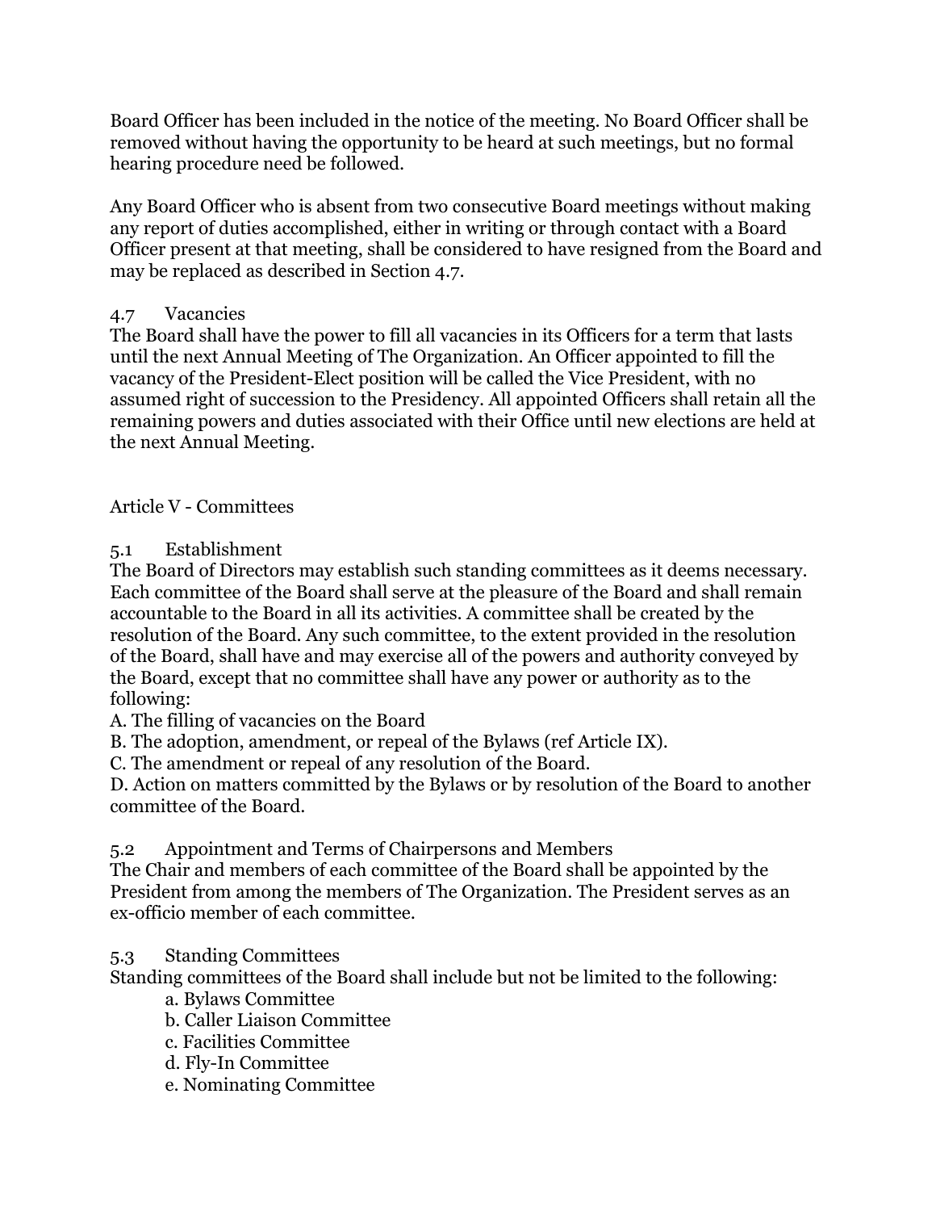Board Officer has been included in the notice of the meeting. No Board Officer shall be removed without having the opportunity to be heard at such meetings, but no formal hearing procedure need be followed.

Any Board Officer who is absent from two consecutive Board meetings without making any report of duties accomplished, either in writing or through contact with a Board Officer present at that meeting, shall be considered to have resigned from the Board and may be replaced as described in Section 4.7.

### 4.7 Vacancies

The Board shall have the power to fill all vacancies in its Officers for a term that lasts until the next Annual Meeting of The Organization. An Officer appointed to fill the vacancy of the President-Elect position will be called the Vice President, with no assumed right of succession to the Presidency. All appointed Officers shall retain all the remaining powers and duties associated with their Office until new elections are held at the next Annual Meeting.

## Article V - Committees

### 5.1 Establishment

The Board of Directors may establish such standing committees as it deems necessary. Each committee of the Board shall serve at the pleasure of the Board and shall remain accountable to the Board in all its activities. A committee shall be created by the resolution of the Board. Any such committee, to the extent provided in the resolution of the Board, shall have and may exercise all of the powers and authority conveyed by the Board, except that no committee shall have any power or authority as to the following:

A. The filling of vacancies on the Board
B. The adoption, amendment, or repeal of the Bylaws (ref Article IX).
C. The amendment or repeal of any resolution of the Board.
D. Action on matters committed by the Bylaws or by resolution of the Board to another committee of the Board.

### 5.2 Appointment and Terms of Chairpersons and Members

The Chair and members of each committee of the Board shall be appointed by the President from among the members of The Organization. The President serves as an ex-officio member of each committee.

### 5.3 Standing Committees

Standing committees of the Board shall include but not be limited to the following:

- a. Bylaws Committee
- b. Caller Liaison Committee
- c. Facilities Committee
- d. Fly-In Committee
- e. Nominating Committee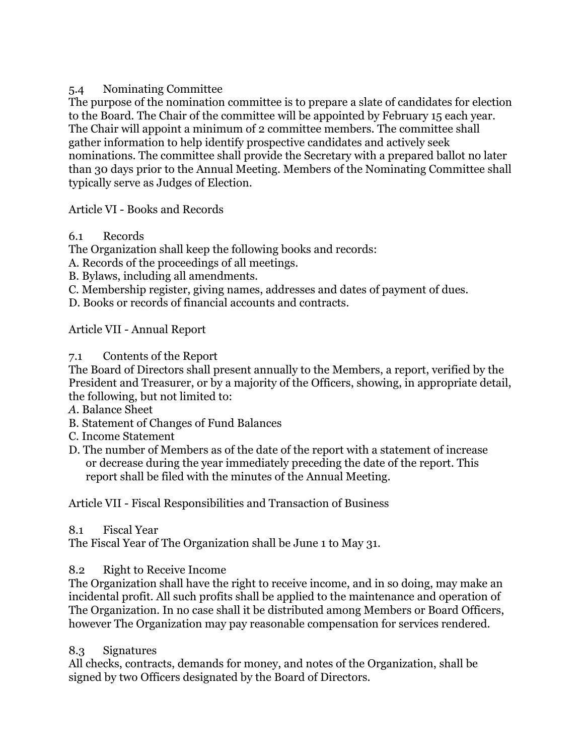### 5.4 Nominating Committee

The purpose of the nomination committee is to prepare a slate of candidates for election to the Board. The Chair of the committee will be appointed by February 15 each year. The Chair will appoint a minimum of 2 committee members. The committee shall gather information to help identify prospective candidates and actively seek nominations. The committee shall provide the Secretary with a prepared ballot no later than 30 days prior to the Annual Meeting. Members of the Nominating Committee shall typically serve as Judges of Election.

## Article VI - Books and Records

### 6.1 Records

The Organization shall keep the following books and records:

A. Records of the proceedings of all meetings.
B. Bylaws, including all amendments.
C. Membership register, giving names, addresses and dates of payment of dues.
D. Books or records of financial accounts and contracts.

## Article VII - Annual Report

### 7.1 Contents of the Report

The Board of Directors shall present annually to the Members, a report, verified by the President and Treasurer, or by a majority of the Officers, showing, in appropriate detail, the following, but not limited to:

*A*. Balance Sheet
B. Statement of Changes of Fund Balances
C. Income Statement
D. The number of Members as of the date of the report with a statement of increase or decrease during the year immediately preceding the date of the report. This report shall be filed with the minutes of the Annual Meeting.

## Article VII - Fiscal Responsibilities and Transaction of Business

### 8.1 Fiscal Year

The Fiscal Year of The Organization shall be June 1 to May 31.

### 8.2 Right to Receive Income

The Organization shall have the right to receive income, and in so doing, may make an incidental profit. All such profits shall be applied to the maintenance and operation of The Organization. In no case shall it be distributed among Members or Board Officers, however The Organization may pay reasonable compensation for services rendered.

### 8.3 Signatures

All checks, contracts, demands for money, and notes of the Organization, shall be signed by two Officers designated by the Board of Directors.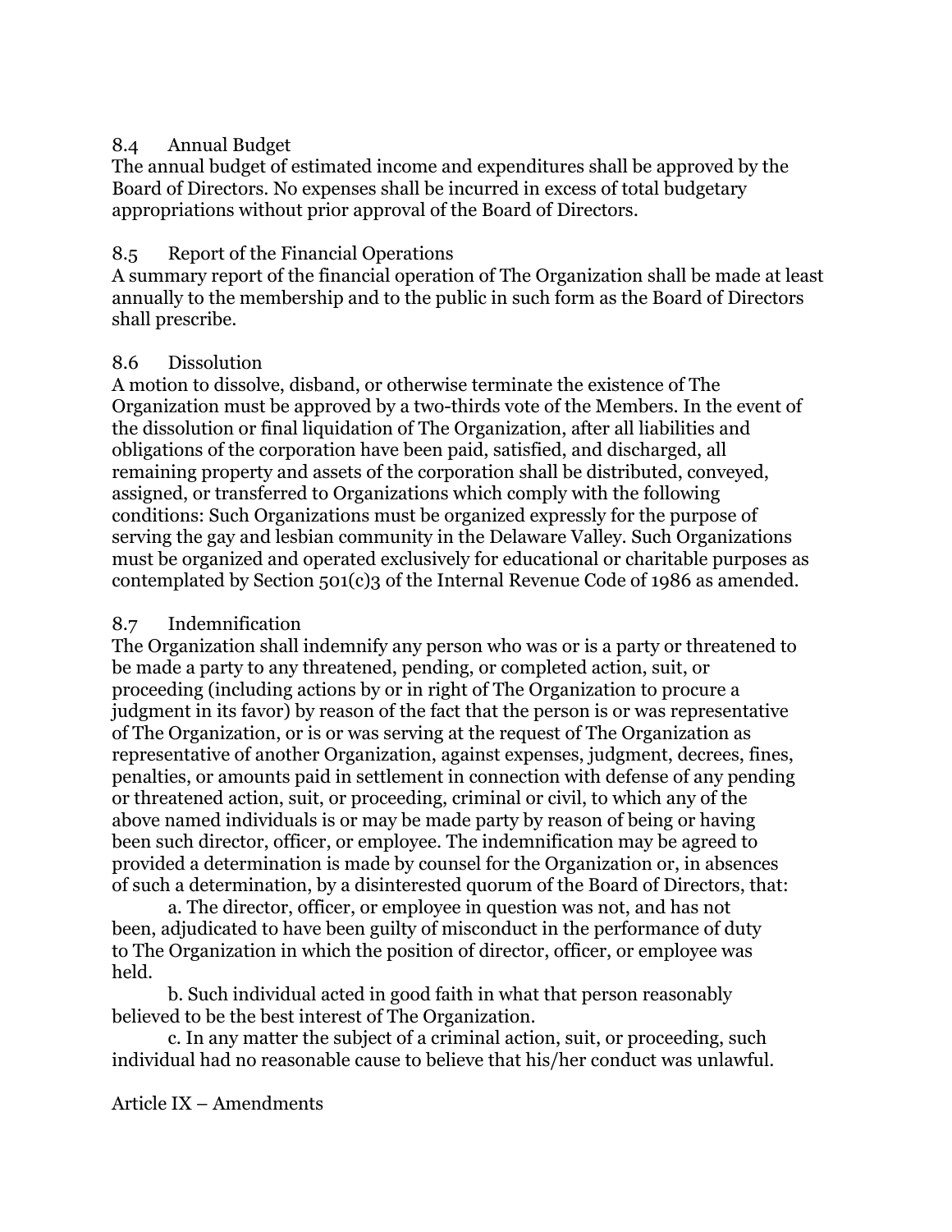### 8.4 Annual Budget

The annual budget of estimated income and expenditures shall be approved by the Board of Directors. No expenses shall be incurred in excess of total budgetary appropriations without prior approval of the Board of Directors.

### 8.5 Report of the Financial Operations

A summary report of the financial operation of The Organization shall be made at least annually to the membership and to the public in such form as the Board of Directors shall prescribe.

### 8.6 Dissolution

A motion to dissolve, disband, or otherwise terminate the existence of The Organization must be approved by a two-thirds vote of the Members. In the event of the dissolution or final liquidation of The Organization, after all liabilities and obligations of the corporation have been paid, satisfied, and discharged, all remaining property and assets of the corporation shall be distributed, conveyed, assigned, or transferred to Organizations which comply with the following conditions: Such Organizations must be organized expressly for the purpose of serving the gay and lesbian community in the Delaware Valley. Such Organizations must be organized and operated exclusively for educational or charitable purposes as contemplated by Section 501(c)3 of the Internal Revenue Code of 1986 as amended.

### 8.7 Indemnification

The Organization shall indemnify any person who was or is a party or threatened to be made a party to any threatened, pending, or completed action, suit, or proceeding (including actions by or in right of The Organization to procure a judgment in its favor) by reason of the fact that the person is or was representative of The Organization, or is or was serving at the request of The Organization as representative of another Organization, against expenses, judgment, decrees, fines, penalties, or amounts paid in settlement in connection with defense of any pending or threatened action, suit, or proceeding, criminal or civil, to which any of the above named individuals is or may be made party by reason of being or having been such director, officer, or employee. The indemnification may be agreed to provided a determination is made by counsel for the Organization or, in absences of such a determination, by a disinterested quorum of the Board of Directors, that:

a. The director, officer, or employee in question was not, and has not been, adjudicated to have been guilty of misconduct in the performance of duty to The Organization in which the position of director, officer, or employee was held.

b. Such individual acted in good faith in what that person reasonably believed to be the best interest of The Organization.

c. In any matter the subject of a criminal action, suit, or proceeding, such individual had no reasonable cause to believe that his/her conduct was unlawful.

## Article IX – Amendments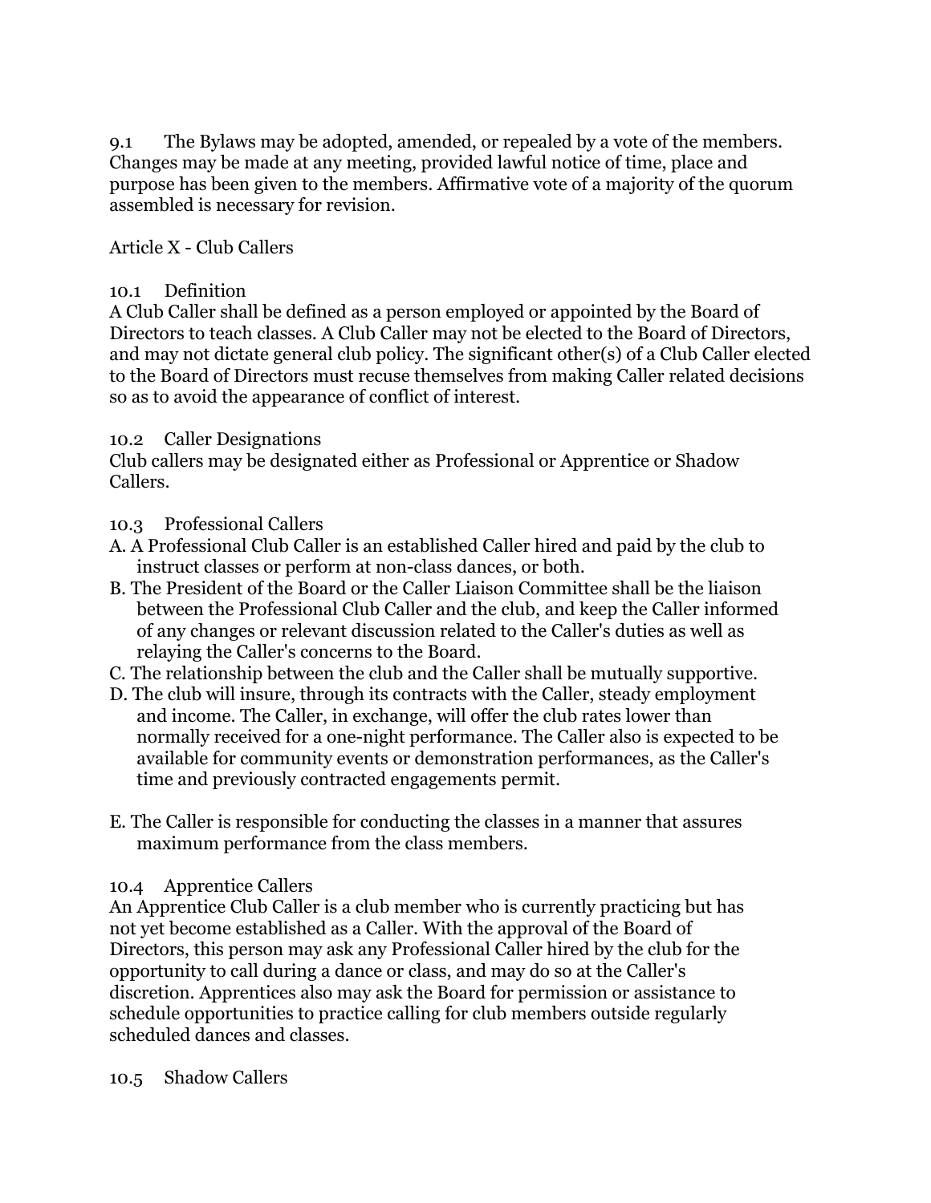9.1 The Bylaws may be adopted, amended, or repealed by a vote of the members. Changes may be made at any meeting, provided lawful notice of time, place and purpose has been given to the members. Affirmative vote of a majority of the quorum assembled is necessary for revision.

## Article X - Club Callers

### 10.1 Definition

A Club Caller shall be defined as a person employed or appointed by the Board of Directors to teach classes. A Club Caller may not be elected to the Board of Directors, and may not dictate general club policy. The significant other(s) of a Club Caller elected to the Board of Directors must recuse themselves from making Caller related decisions so as to avoid the appearance of conflict of interest.

### 10.2 Caller Designations

Club callers may be designated either as Professional or Apprentice or Shadow Callers.

### 10.3 Professional Callers

A. A Professional Club Caller is an established Caller hired and paid by the club to instruct classes or perform at non-class dances, or both.

B. The President of the Board or the Caller Liaison Committee shall be the liaison between the Professional Club Caller and the club, and keep the Caller informed of any changes or relevant discussion related to the Caller's duties as well as relaying the Caller's concerns to the Board.

C. The relationship between the club and the Caller shall be mutually supportive.

D. The club will insure, through its contracts with the Caller, steady employment and income. The Caller, in exchange, will offer the club rates lower than normally received for a one-night performance. The Caller also is expected to be available for community events or demonstration performances, as the Caller's time and previously contracted engagements permit.

E. The Caller is responsible for conducting the classes in a manner that assures maximum performance from the class members.

### 10.4 Apprentice Callers

An Apprentice Club Caller is a club member who is currently practicing but has not yet become established as a Caller. With the approval of the Board of Directors, this person may ask any Professional Caller hired by the club for the opportunity to call during a dance or class, and may do so at the Caller's discretion. Apprentices also may ask the Board for permission or assistance to schedule opportunities to practice calling for club members outside regularly scheduled dances and classes.

### 10.5 Shadow Callers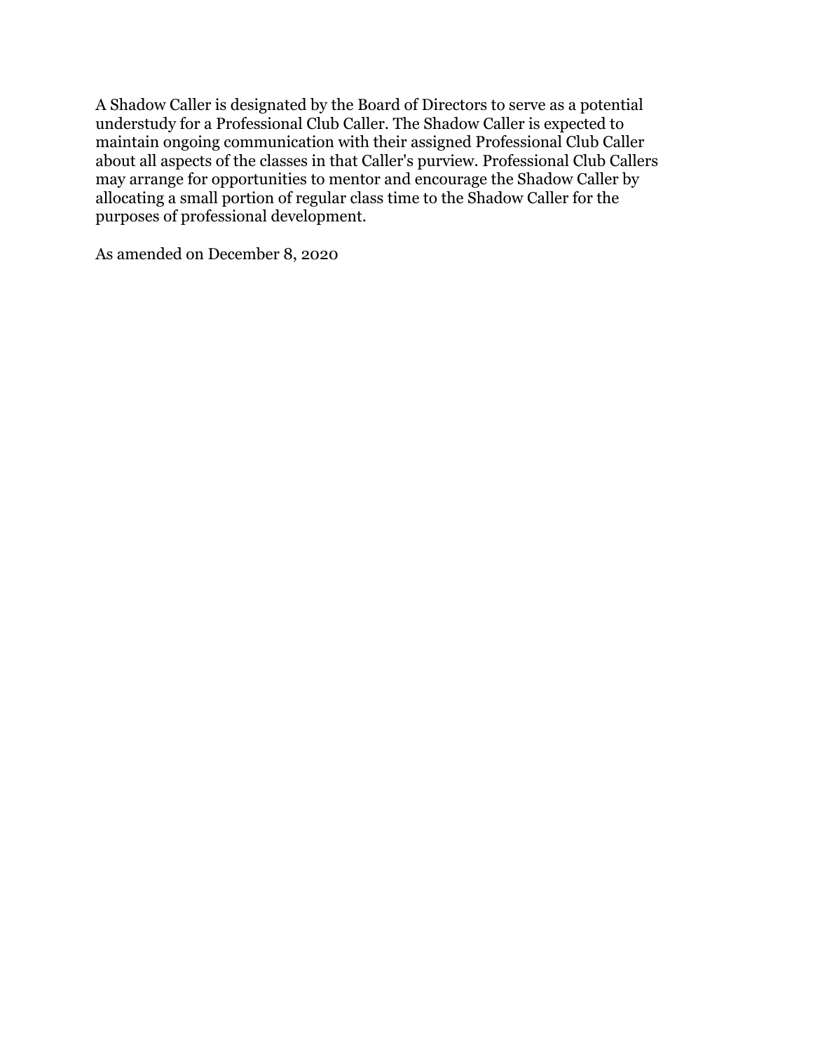A Shadow Caller is designated by the Board of Directors to serve as a potential understudy for a Professional Club Caller. The Shadow Caller is expected to maintain ongoing communication with their assigned Professional Club Caller about all aspects of the classes in that Caller's purview. Professional Club Callers may arrange for opportunities to mentor and encourage the Shadow Caller by allocating a small portion of regular class time to the Shadow Caller for the purposes of professional development.

As amended on December 8, 2020